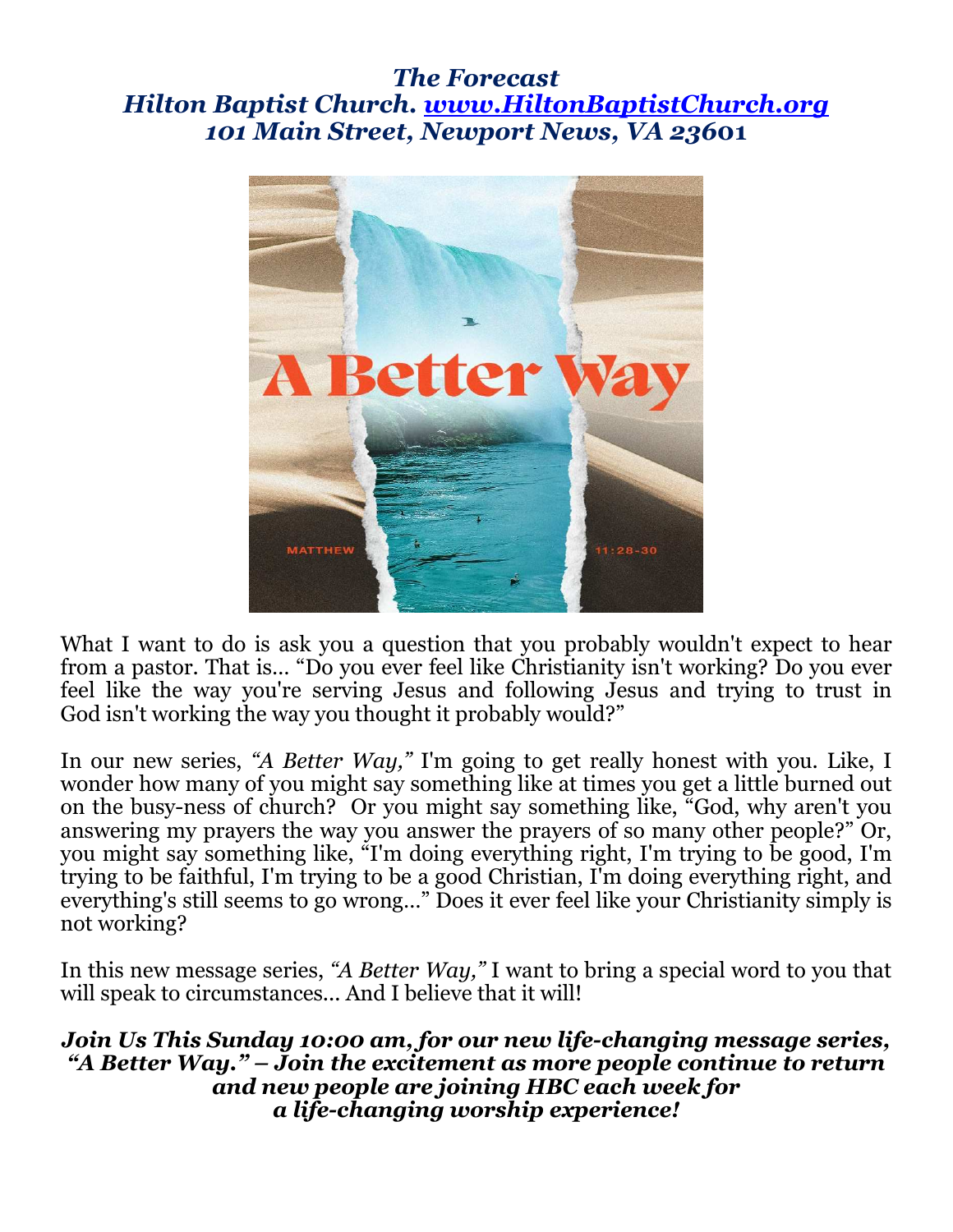***The Forecast***
***Hilton Baptist Church. [www.HiltonBaptistChurch.org](http://www.HiltonBaptistChurch.org)***
***101 Main Street, Newport News, VA 23601***

What I want to do is ask you a question that you probably wouldn't expect to hear from a pastor. That is... "Do you ever feel like Christianity isn't working? Do you ever feel like the way you're serving Jesus and following Jesus and trying to trust in God isn't working the way you thought it probably would?"

In our new series, *"A Better Way,"* I'm going to get really honest with you. Like, I wonder how many of you might say something like at times you get a little burned out on the busy-ness of church? Or you might say something like, "God, why aren't you answering my prayers the way you answer the prayers of so many other people?" Or, you might say something like, "I'm doing everything right, I'm trying to be good, I'm trying to be faithful, I'm trying to be a good Christian, I'm doing everything right, and everything's still seems to go wrong..." Does it ever feel like your Christianity simply is not working?

In this new message series, *"A Better Way,"* I want to bring a special word to you that will speak to circumstances... And I believe that it will!

***Join Us This Sunday 10:00 am, for our new life-changing message series, "A Better Way." – Join the excitement as more people continue to return and new people are joining HBC each week for a life-changing worship experience!***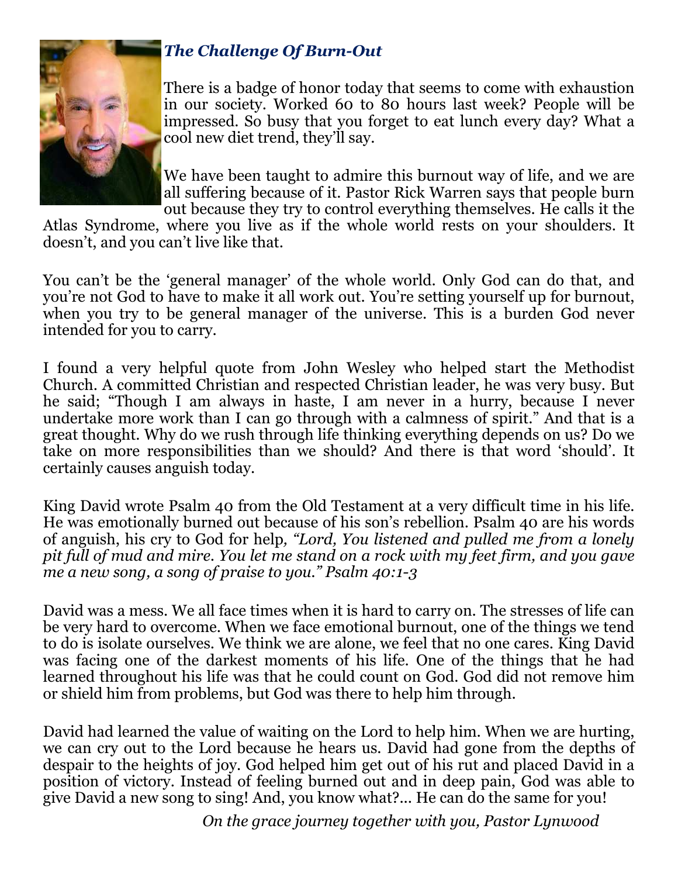## *The Challenge Of Burn-Out*

There is a badge of honor today that seems to come with exhaustion in our society. Worked 60 to 80 hours last week? People will be impressed. So busy that you forget to eat lunch every day? What a cool new diet trend, they'll say.

We have been taught to admire this burnout way of life, and we are all suffering because of it. Pastor Rick Warren says that people burn out because they try to control everything themselves. He calls it the Atlas Syndrome, where you live as if the whole world rests on your shoulders. It doesn't, and you can't live like that.

You can't be the 'general manager' of the whole world. Only God can do that, and you're not God to have to make it all work out. You're setting yourself up for burnout, when you try to be general manager of the universe. This is a burden God never intended for you to carry.

I found a very helpful quote from John Wesley who helped start the Methodist Church. A committed Christian and respected Christian leader, he was very busy. But he said; "Though I am always in haste, I am never in a hurry, because I never undertake more work than I can go through with a calmness of spirit." And that is a great thought. Why do we rush through life thinking everything depends on us? Do we take on more responsibilities than we should? And there is that word 'should'. It certainly causes anguish today.

King David wrote Psalm 40 from the Old Testament at a very difficult time in his life. He was emotionally burned out because of his son's rebellion. Psalm 40 are his words of anguish, his cry to God for help*, "Lord, You listened and pulled me from a lonely pit full of mud and mire. You let me stand on a rock with my feet firm, and you gave me a new song, a song of praise to you." Psalm 40:1-3*

David was a mess. We all face times when it is hard to carry on. The stresses of life can be very hard to overcome. When we face emotional burnout, one of the things we tend to do is isolate ourselves. We think we are alone, we feel that no one cares. King David was facing one of the darkest moments of his life. One of the things that he had learned throughout his life was that he could count on God. God did not remove him or shield him from problems, but God was there to help him through.

David had learned the value of waiting on the Lord to help him. When we are hurting, we can cry out to the Lord because he hears us. David had gone from the depths of despair to the heights of joy. God helped him get out of his rut and placed David in a position of victory. Instead of feeling burned out and in deep pain, God was able to give David a new song to sing! And, you know what?... He can do the same for you!

*On the grace journey together with you, Pastor Lynwood*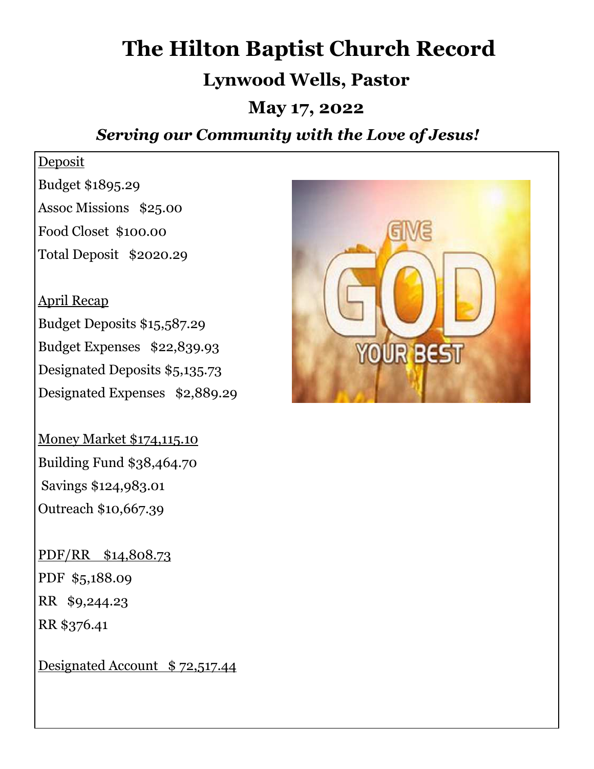# The Hilton Baptist Church Record

## Lynwood Wells, Pastor

## May 17, 2022

### *Serving our Community with the Love of Jesus!*

<u>Deposit</u>

Budget $1895.29

Assoc Missions   $25.00

Food Closet  $100.00

Total Deposit   $2020.29

<u>April Recap</u>

Budget Deposits $15,587.29

Budget Expenses   $22,839.93

Designated Deposits $5,135.73

Designated Expenses   $2,889.29

<u>Money Market $174,115.10</u>

Building Fund $38,464.70

Savings $124,983.01

Outreach $10,667.39

<u>PDF/RR   $14,808.73</u>

PDF  $5,188.09

RR   $9,244.23

RR $376.41

<u>Designated Account   $ 72,517.44</u>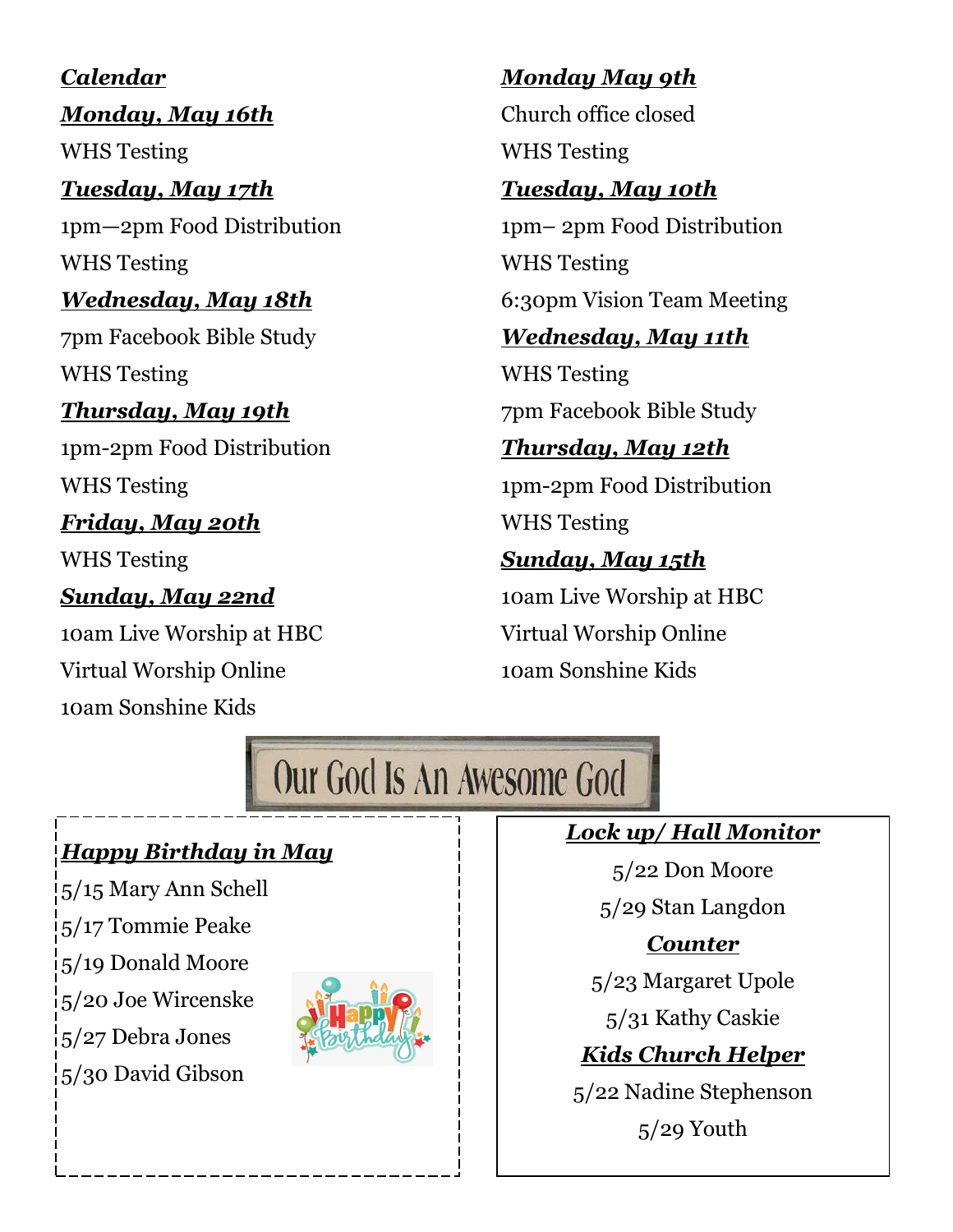***Calendar***

***Monday, May 16th***

WHS Testing

***Tuesday, May 17th***

1pm—2pm Food Distribution

WHS Testing

***Wednesday, May 18th***

7pm Facebook Bible Study

WHS Testing

***Thursday, May 19th***

1pm-2pm Food Distribution

WHS Testing

***Friday, May 20th***

WHS Testing

***Sunday, May 22nd***

10am Live Worship at HBC

Virtual Worship Online

10am Sonshine Kids

***Monday May 9th***

Church office closed

WHS Testing

***Tuesday, May 10th***

1pm– 2pm Food Distribution

WHS Testing

6:30pm Vision Team Meeting

***Wednesday, May 11th***

WHS Testing

7pm Facebook Bible Study

***Thursday, May 12th***

1pm-2pm Food Distribution

WHS Testing

***Sunday, May 15th***

10am Live Worship at HBC

Virtual Worship Online

10am Sonshine Kids

Our God Is An Awesome God

***Happy Birthday in May***

5/15 Mary Ann Schell

5/17 Tommie Peake

5/19 Donald Moore

5/20 Joe Wircenske

5/27 Debra Jones

5/30 David Gibson

***Lock up/ Hall Monitor***

5/22 Don Moore

5/29 Stan Langdon

***Counter***

5/23 Margaret Upole

5/31 Kathy Caskie

***Kids Church Helper***

5/22 Nadine Stephenson

5/29 Youth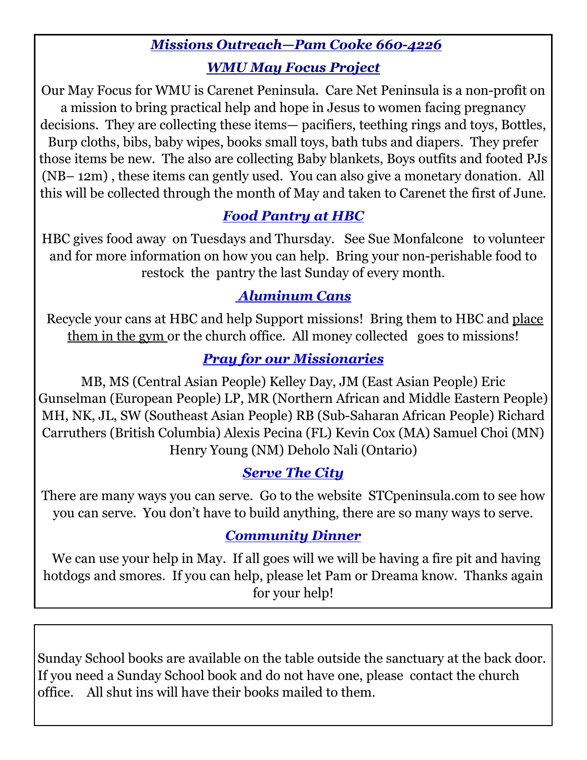## *Missions Outreach—Pam Cooke 660-4226*

### *WMU May Focus Project*

Our May Focus for WMU is Carenet Peninsula. Care Net Peninsula is a non-profit on a mission to bring practical help and hope in Jesus to women facing pregnancy decisions. They are collecting these items— pacifiers, teething rings and toys, Bottles, Burp cloths, bibs, baby wipes, books small toys, bath tubs and diapers. They prefer those items be new. The also are collecting Baby blankets, Boys outfits and footed PJs (NB– 12m) , these items can gently used. You can also give a monetary donation. All this will be collected through the month of May and taken to Carenet the first of June.

### *Food Pantry at HBC*

HBC gives food away on Tuesdays and Thursday. See Sue Monfalcone to volunteer and for more information on how you can help. Bring your non-perishable food to restock the pantry the last Sunday of every month.

### *Aluminum Cans*

Recycle your cans at HBC and help Support missions! Bring them to HBC and place them in the gym or the church office. All money collected goes to missions!

### *Pray for our Missionaries*

MB, MS (Central Asian People) Kelley Day, JM (East Asian People) Eric Gunselman (European People) LP, MR (Northern African and Middle Eastern People) MH, NK, JL, SW (Southeast Asian People) RB (Sub-Saharan African People) Richard Carruthers (British Columbia) Alexis Pecina (FL) Kevin Cox (MA) Samuel Choi (MN) Henry Young (NM) Deholo Nali (Ontario)

### *Serve The City*

There are many ways you can serve. Go to the website STCpeninsula.com to see how you can serve. You don't have to build anything, there are so many ways to serve.

### *Community Dinner*

We can use your help in May. If all goes will we will be having a fire pit and having hotdogs and smores. If you can help, please let Pam or Dreama know. Thanks again for your help!

---

Sunday School books are available on the table outside the sanctuary at the back door. If you need a Sunday School book and do not have one, please contact the church office. All shut ins will have their books mailed to them.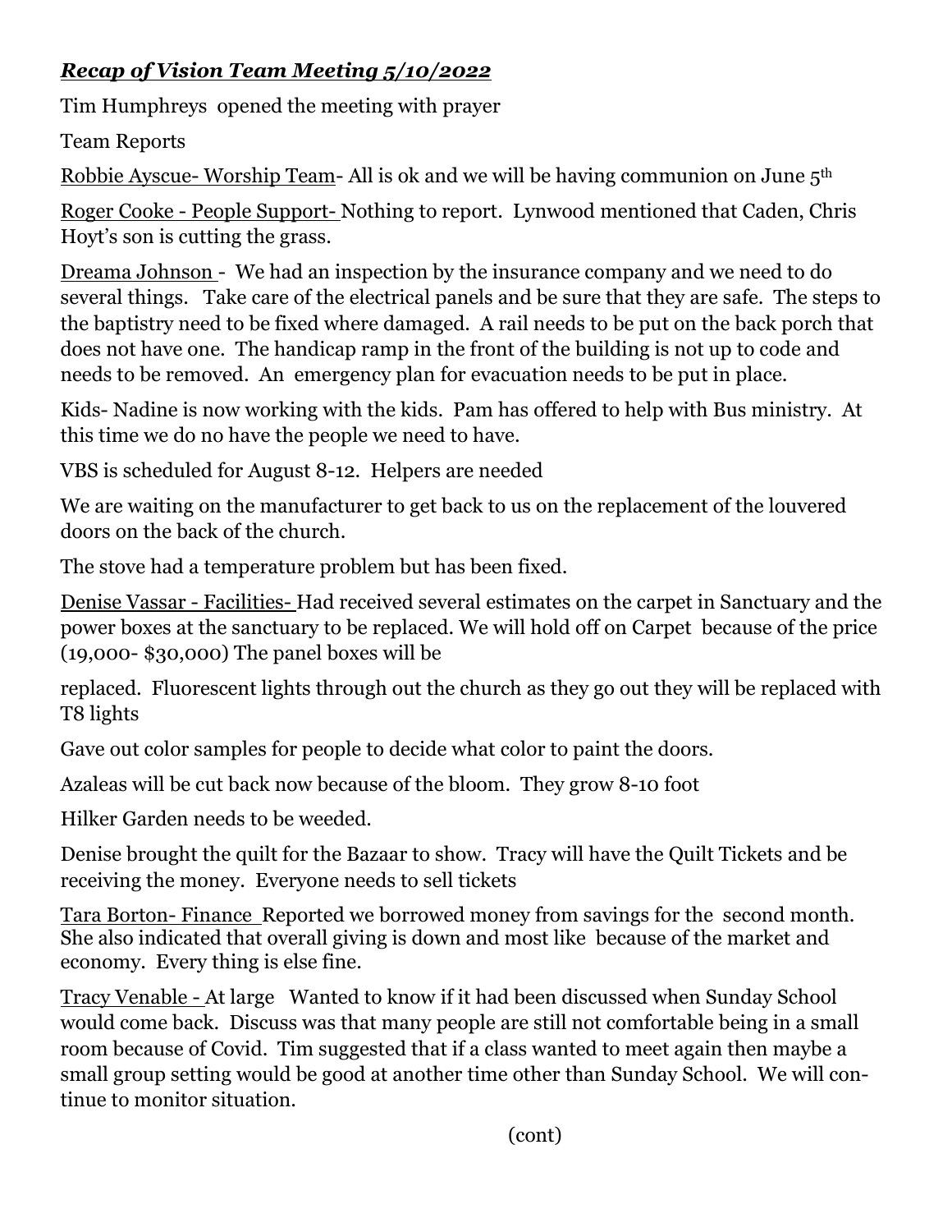## ***Recap of Vision Team Meeting 5/10/2022***

Tim Humphreys opened the meeting with prayer

Team Reports

<u>Robbie Ayscue- Worship Team</u>- All is ok and we will be having communion on June 5th

<u>Roger Cooke - People Support-</u> Nothing to report. Lynwood mentioned that Caden, Chris Hoyt's son is cutting the grass.

<u>Dreama Johnson</u> - We had an inspection by the insurance company and we need to do several things. Take care of the electrical panels and be sure that they are safe. The steps to the baptistry need to be fixed where damaged. A rail needs to be put on the back porch that does not have one. The handicap ramp in the front of the building is not up to code and needs to be removed. An emergency plan for evacuation needs to be put in place.

Kids- Nadine is now working with the kids. Pam has offered to help with Bus ministry. At this time we do no have the people we need to have.

VBS is scheduled for August 8-12. Helpers are needed

We are waiting on the manufacturer to get back to us on the replacement of the louvered doors on the back of the church.

The stove had a temperature problem but has been fixed.

<u>Denise Vassar - Facilities-</u> Had received several estimates on the carpet in Sanctuary and the power boxes at the sanctuary to be replaced. We will hold off on Carpet because of the price (19,000- $30,000) The panel boxes will be

replaced. Fluorescent lights through out the church as they go out they will be replaced with T8 lights

Gave out color samples for people to decide what color to paint the doors.

Azaleas will be cut back now because of the bloom. They grow 8-10 foot

Hilker Garden needs to be weeded.

Denise brought the quilt for the Bazaar to show. Tracy will have the Quilt Tickets and be receiving the money. Everyone needs to sell tickets

<u>Tara Borton- Finance</u> Reported we borrowed money from savings for the second month. She also indicated that overall giving is down and most like because of the market and economy. Every thing is else fine.

<u>Tracy Venable -</u> At large Wanted to know if it had been discussed when Sunday School would come back. Discuss was that many people are still not comfortable being in a small room because of Covid. Tim suggested that if a class wanted to meet again then maybe a small group setting would be good at another time other than Sunday School. We will continue to monitor situation.

(cont)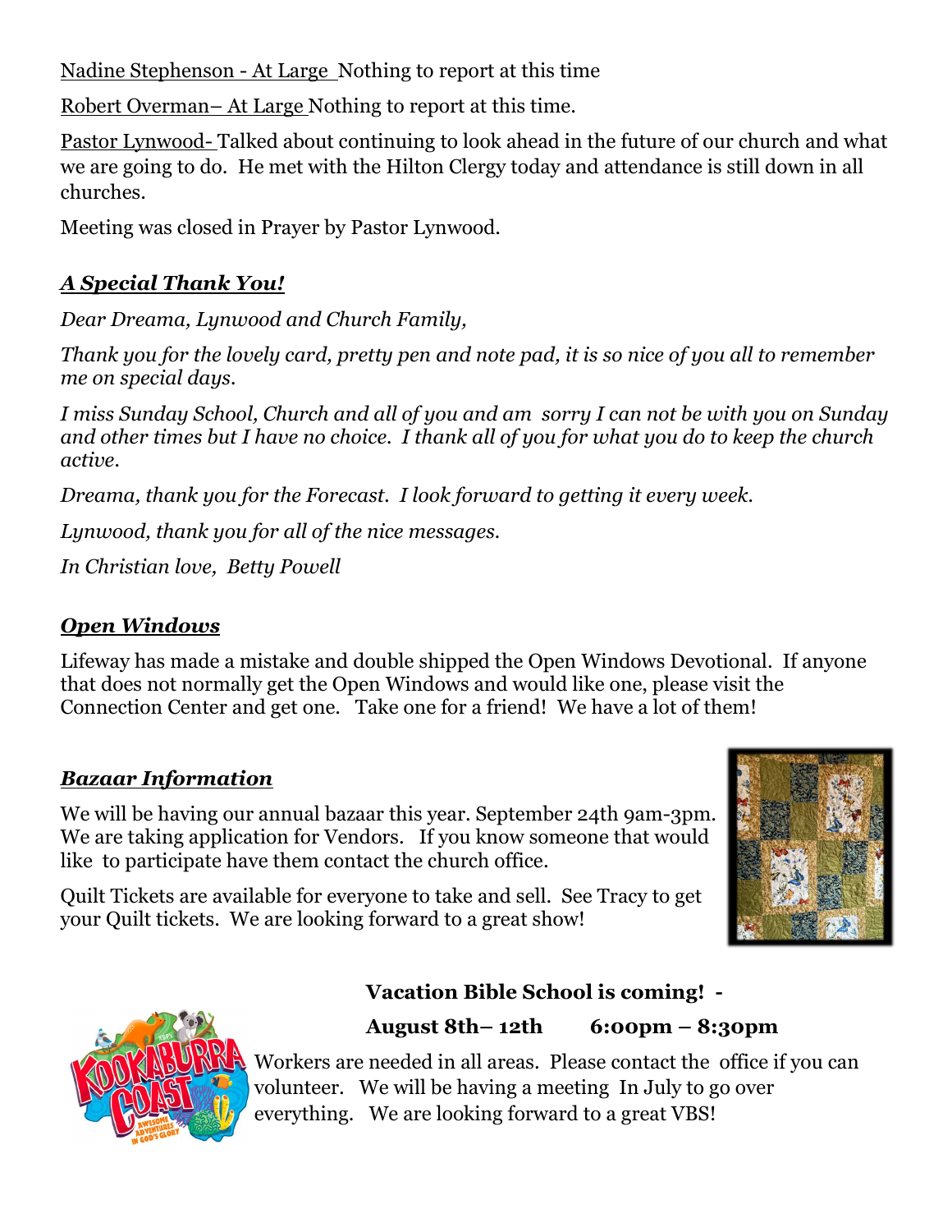Nadine Stephenson - At Large Nothing to report at this time

Robert Overman– At Large Nothing to report at this time.

Pastor Lynwood- Talked about continuing to look ahead in the future of our church and what we are going to do. He met with the Hilton Clergy today and attendance is still down in all churches.

Meeting was closed in Prayer by Pastor Lynwood.

## ***A Special Thank You!***

*Dear Dreama, Lynwood and Church Family,*

*Thank you for the lovely card, pretty pen and note pad, it is so nice of you all to remember me on special days.*

*I miss Sunday School, Church and all of you and am sorry I can not be with you on Sunday and other times but I have no choice. I thank all of you for what you do to keep the church active.*

*Dreama, thank you for the Forecast. I look forward to getting it every week.*

*Lynwood, thank you for all of the nice messages.*

*In Christian love, Betty Powell*

## ***Open Windows***

Lifeway has made a mistake and double shipped the Open Windows Devotional. If anyone that does not normally get the Open Windows and would like one, please visit the Connection Center and get one. Take one for a friend! We have a lot of them!

## ***Bazaar Information***

We will be having our annual bazaar this year. September 24th 9am-3pm. We are taking application for Vendors. If you know someone that would like to participate have them contact the church office.

Quilt Tickets are available for everyone to take and sell. See Tracy to get your Quilt tickets. We are looking forward to a great show!

**Vacation Bible School is coming! -**

**August 8th– 12th 6:00pm – 8:30pm**

Workers are needed in all areas. Please contact the office if you can volunteer. We will be having a meeting In July to go over everything. We are looking forward to a great VBS!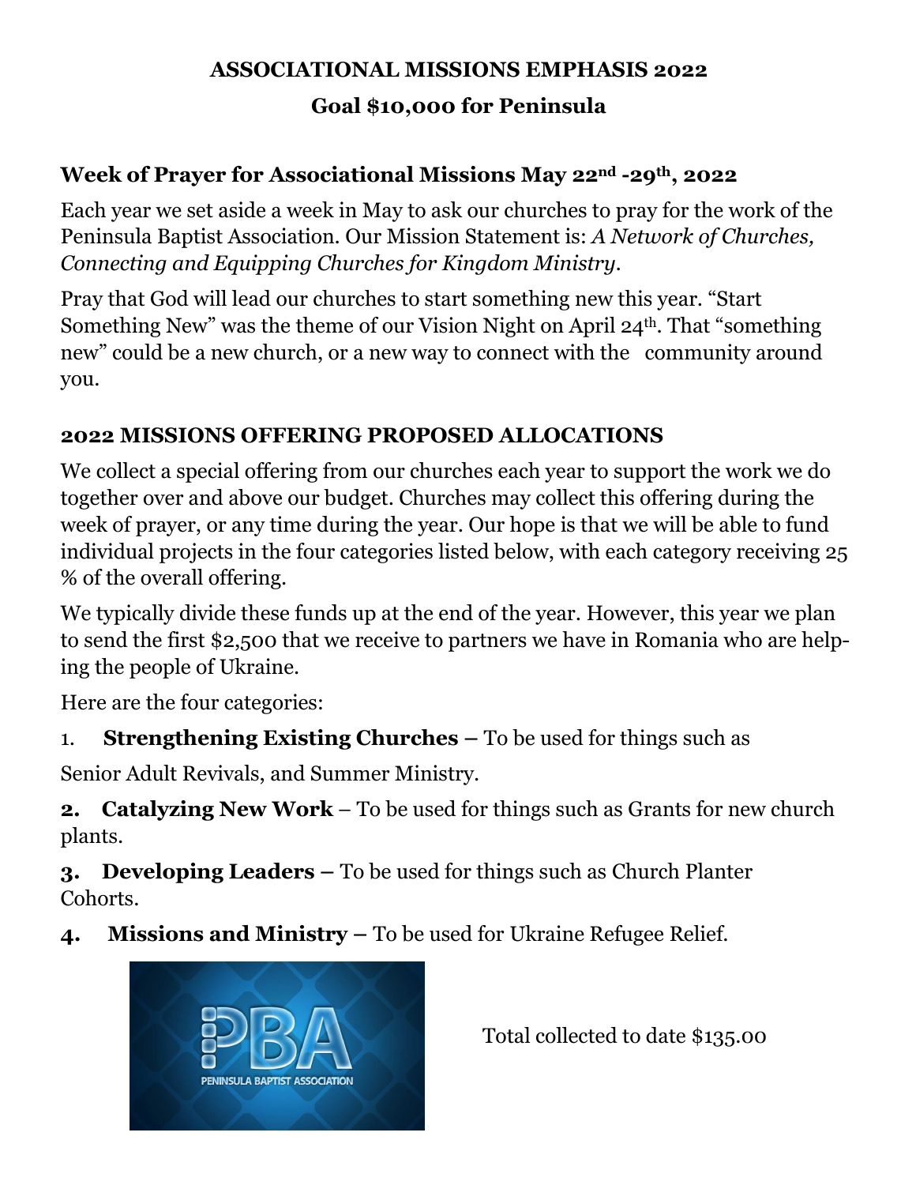**ASSOCIATIONAL MISSIONS EMPHASIS 2022**

**Goal $10,000 for Peninsula**

### Week of Prayer for Associational Missions May 22nd -29th, 2022

Each year we set aside a week in May to ask our churches to pray for the work of the Peninsula Baptist Association. Our Mission Statement is: *A Network of Churches, Connecting and Equipping Churches for Kingdom Ministry*.

Pray that God will lead our churches to start something new this year. "Start Something New" was the theme of our Vision Night on April 24th. That "something new" could be a new church, or a new way to connect with the community around you.

### 2022 MISSIONS OFFERING PROPOSED ALLOCATIONS

We collect a special offering from our churches each year to support the work we do together over and above our budget. Churches may collect this offering during the week of prayer, or any time during the year. Our hope is that we will be able to fund individual projects in the four categories listed below, with each category receiving 25 % of the overall offering.

We typically divide these funds up at the end of the year. However, this year we plan to send the first $2,500 that we receive to partners we have in Romania who are helping the people of Ukraine.

Here are the four categories:

1. **Strengthening Existing Churches –** To be used for things such as Senior Adult Revivals, and Summer Ministry.

2. **Catalyzing New Work** – To be used for things such as Grants for new church plants.

3. **Developing Leaders –** To be used for things such as Church Planter Cohorts.

4. **Missions and Ministry –** To be used for Ukraine Refugee Relief.

PBA PENINSULA BAPTIST ASSOCIATION

Total collected to date $135.00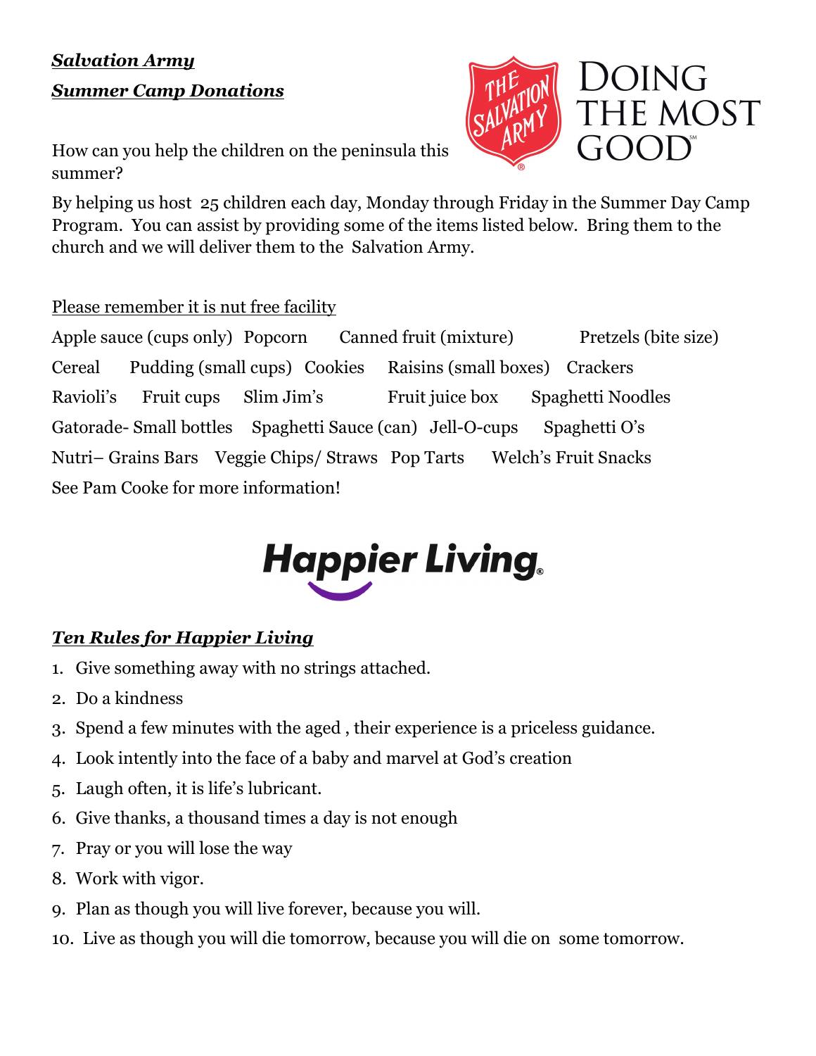***Salvation Army***

***Summer Camp Donations***

DOING THE MOST GOOD

How can you help the children on the peninsula this summer?

By helping us host 25 children each day, Monday through Friday in the Summer Day Camp Program. You can assist by providing some of the items listed below. Bring them to the church and we will deliver them to the Salvation Army.

Please remember it is nut free facility

Apple sauce (cups only) Popcorn Canned fruit (mixture) Pretzels (bite size)

Cereal Pudding (small cups) Cookies Raisins (small boxes) Crackers

Ravioli's Fruit cups Slim Jim's Fruit juice box Spaghetti Noodles

Gatorade- Small bottles Spaghetti Sauce (can) Jell-O-cups Spaghetti O's

Nutri– Grains Bars Veggie Chips/ Straws Pop Tarts Welch's Fruit Snacks

See Pam Cooke for more information!

**Happier Living.**

***Ten Rules for Happier Living***

1. Give something away with no strings attached.
2. Do a kindness
3. Spend a few minutes with the aged , their experience is a priceless guidance.
4. Look intently into the face of a baby and marvel at God's creation
5. Laugh often, it is life's lubricant.
6. Give thanks, a thousand times a day is not enough
7. Pray or you will lose the way
8. Work with vigor.
9. Plan as though you will live forever, because you will.
10. Live as though you will die tomorrow, because you will die on some tomorrow.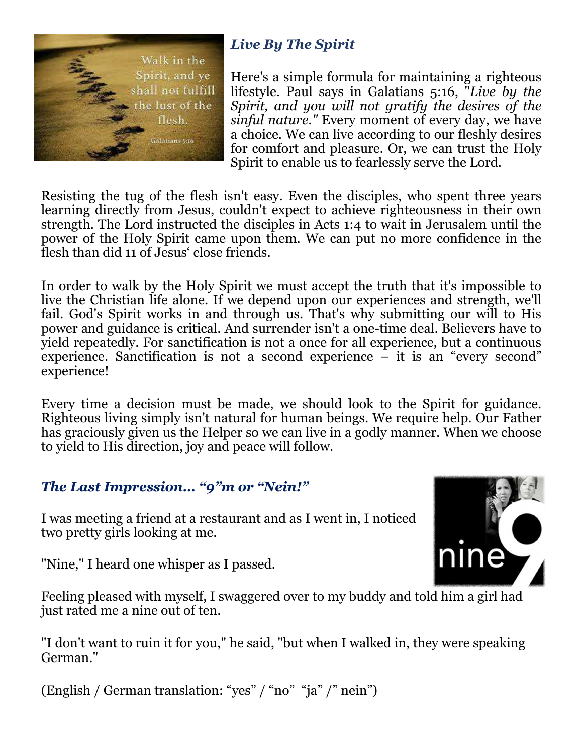## *Live By The Spirit*

Here's a simple formula for maintaining a righteous lifestyle. Paul says in Galatians 5:16, "*Live by the Spirit, and you will not gratify the desires of the sinful nature."* Every moment of every day, we have a choice. We can live according to our fleshly desires for comfort and pleasure. Or, we can trust the Holy Spirit to enable us to fearlessly serve the Lord.

Resisting the tug of the flesh isn't easy. Even the disciples, who spent three years learning directly from Jesus, couldn't expect to achieve righteousness in their own strength. The Lord instructed the disciples in Acts 1:4 to wait in Jerusalem until the power of the Holy Spirit came upon them. We can put no more confidence in the flesh than did 11 of Jesus' close friends.

In order to walk by the Holy Spirit we must accept the truth that it's impossible to live the Christian life alone. If we depend upon our experiences and strength, we'll fail. God's Spirit works in and through us. That's why submitting our will to His power and guidance is critical. And surrender isn't a one-time deal. Believers have to yield repeatedly. For sanctification is not a once for all experience, but a continuous experience. Sanctification is not a second experience – it is an "every second" experience!

Every time a decision must be made, we should look to the Spirit for guidance. Righteous living simply isn't natural for human beings. We require help. Our Father has graciously given us the Helper so we can live in a godly manner. When we choose to yield to His direction, joy and peace will follow.

## *The Last Impression… "9"m or "Nein!"*

I was meeting a friend at a restaurant and as I went in, I noticed two pretty girls looking at me.

"Nine," I heard one whisper as I passed.

Feeling pleased with myself, I swaggered over to my buddy and told him a girl had just rated me a nine out of ten.

"I don't want to ruin it for you," he said, "but when I walked in, they were speaking German."

(English / German translation: "yes" / "no" "ja" /" nein")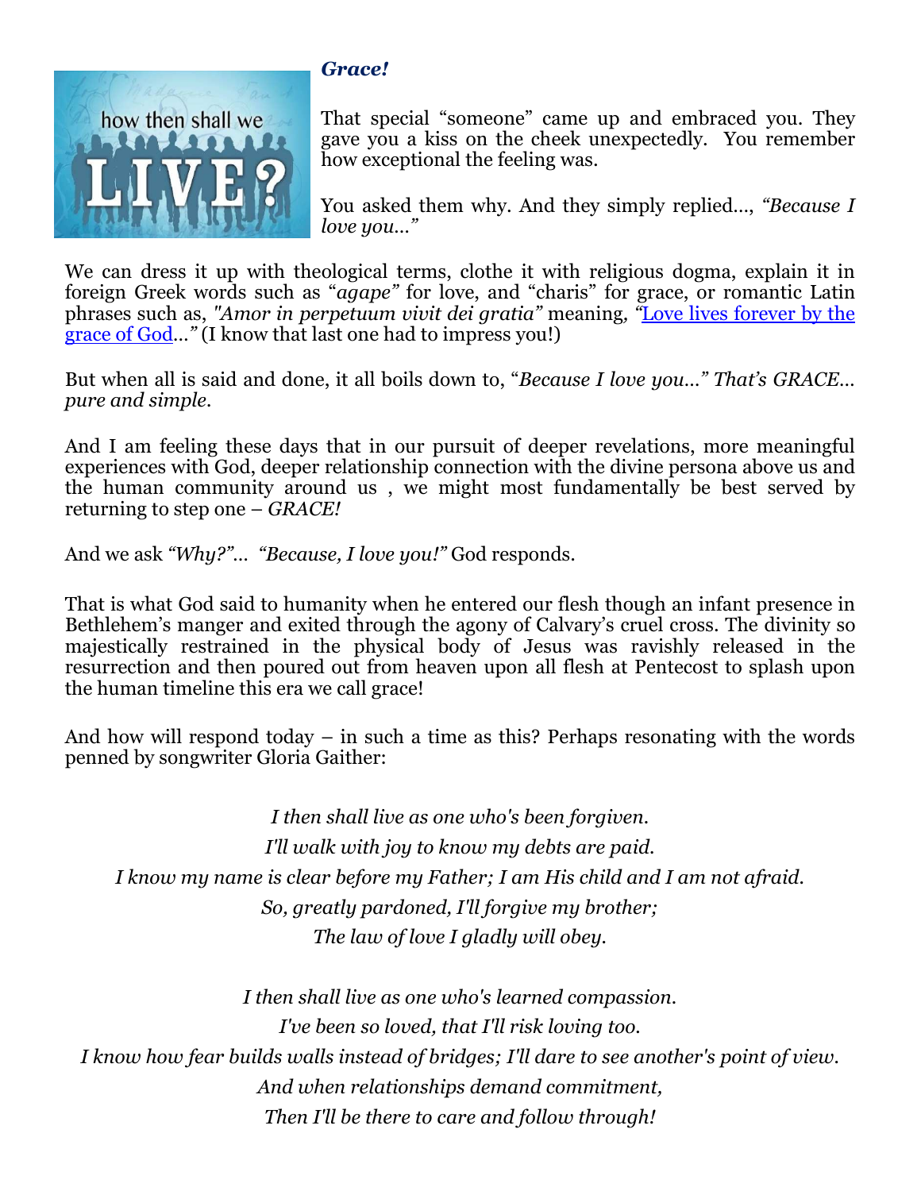### *Grace!*

That special "someone" came up and embraced you. They gave you a kiss on the cheek unexpectedly. You remember how exceptional the feeling was.

You asked them why. And they simply replied…, *"Because I love you…"*

We can dress it up with theological terms, clothe it with religious dogma, explain it in foreign Greek words such as "*agape"* for love, and "charis" for grace, or romantic Latin phrases such as, *"Amor in perpetuum vivit dei gratia"* meaning, *"*Love lives forever by the grace of God*…"* (I know that last one had to impress you!)

But when all is said and done, it all boils down to, "*Because I love you…" That's GRACE… pure and simple.*

And I am feeling these days that in our pursuit of deeper revelations, more meaningful experiences with God, deeper relationship connection with the divine persona above us and the human community around us , we might most fundamentally be best served by returning to step one – *GRACE!*

And we ask *"Why?"… "Because, I love you!"* God responds.

That is what God said to humanity when he entered our flesh though an infant presence in Bethlehem's manger and exited through the agony of Calvary's cruel cross. The divinity so majestically restrained in the physical body of Jesus was ravishly released in the resurrection and then poured out from heaven upon all flesh at Pentecost to splash upon the human timeline this era we call grace!

And how will respond today – in such a time as this? Perhaps resonating with the words penned by songwriter Gloria Gaither:

*I then shall live as one who's been forgiven.*
*I'll walk with joy to know my debts are paid.*
*I know my name is clear before my Father; I am His child and I am not afraid.*
*So, greatly pardoned, I'll forgive my brother;*
*The law of love I gladly will obey.*

*I then shall live as one who's learned compassion.*
*I've been so loved, that I'll risk loving too.*
*I know how fear builds walls instead of bridges; I'll dare to see another's point of view.*
*And when relationships demand commitment,*
*Then I'll be there to care and follow through!*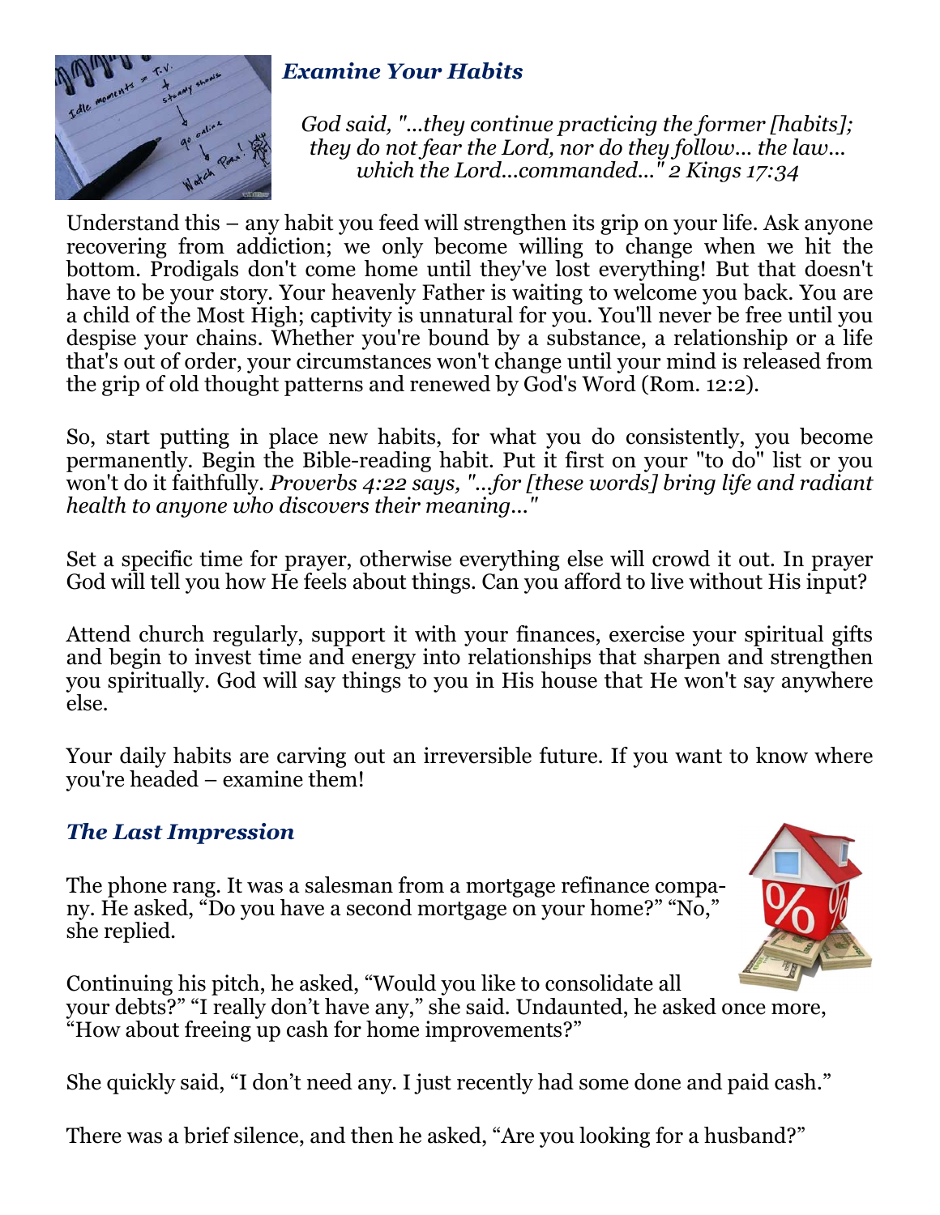## *Examine Your Habits*

*God said, "...they continue practicing the former [habits]; they do not fear the Lord, nor do they follow... the law... which the Lord...commanded..." 2 Kings 17:34*

Understand this – any habit you feed will strengthen its grip on your life. Ask anyone recovering from addiction; we only become willing to change when we hit the bottom. Prodigals don't come home until they've lost everything! But that doesn't have to be your story. Your heavenly Father is waiting to welcome you back. You are a child of the Most High; captivity is unnatural for you. You'll never be free until you despise your chains. Whether you're bound by a substance, a relationship or a life that's out of order, your circumstances won't change until your mind is released from the grip of old thought patterns and renewed by God's Word (Rom. 12:2).

So, start putting in place new habits, for what you do consistently, you become permanently. Begin the Bible-reading habit. Put it first on your "to do" list or you won't do it faithfully. *Proverbs 4:22 says, "...for [these words] bring life and radiant health to anyone who discovers their meaning..."*

Set a specific time for prayer, otherwise everything else will crowd it out. In prayer God will tell you how He feels about things. Can you afford to live without His input?

Attend church regularly, support it with your finances, exercise your spiritual gifts and begin to invest time and energy into relationships that sharpen and strengthen you spiritually. God will say things to you in His house that He won't say anywhere else.

Your daily habits are carving out an irreversible future. If you want to know where you're headed – examine them!

## *The Last Impression*

The phone rang. It was a salesman from a mortgage refinance company. He asked, "Do you have a second mortgage on your home?" "No," she replied.

Continuing his pitch, he asked, "Would you like to consolidate all your debts?" "I really don't have any," she said. Undaunted, he asked once more, "How about freeing up cash for home improvements?"

She quickly said, "I don't need any. I just recently had some done and paid cash."

There was a brief silence, and then he asked, "Are you looking for a husband?"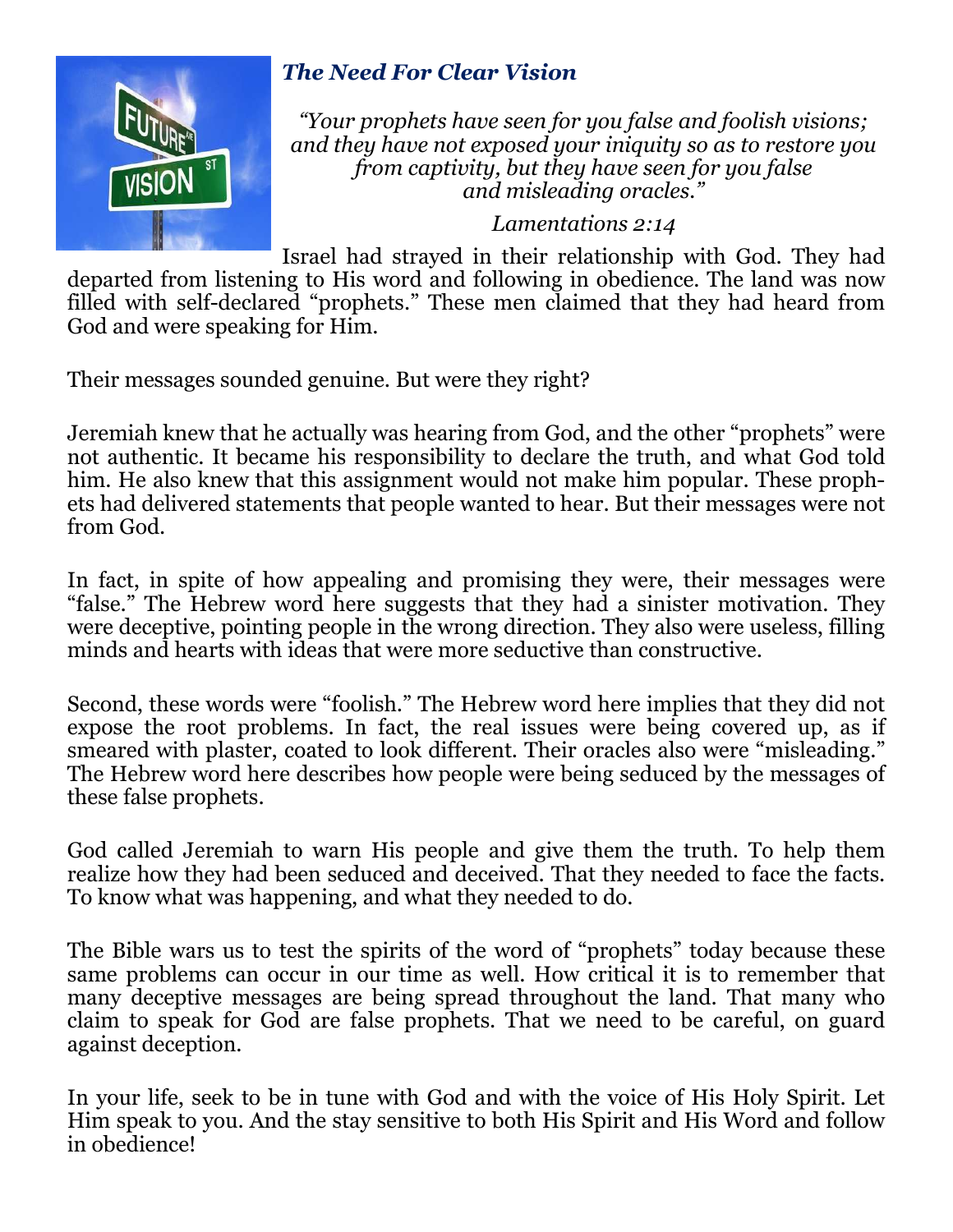## *The Need For Clear Vision*

*"Your prophets have seen for you false and foolish visions; and they have not exposed your iniquity so as to restore you from captivity, but they have seen for you false and misleading oracles."*

*Lamentations 2:14*

Israel had strayed in their relationship with God. They had departed from listening to His word and following in obedience. The land was now filled with self-declared "prophets." These men claimed that they had heard from God and were speaking for Him.

Their messages sounded genuine. But were they right?

Jeremiah knew that he actually was hearing from God, and the other "prophets" were not authentic. It became his responsibility to declare the truth, and what God told him. He also knew that this assignment would not make him popular. These prophets had delivered statements that people wanted to hear. But their messages were not from God.

In fact, in spite of how appealing and promising they were, their messages were "false." The Hebrew word here suggests that they had a sinister motivation. They were deceptive, pointing people in the wrong direction. They also were useless, filling minds and hearts with ideas that were more seductive than constructive.

Second, these words were "foolish." The Hebrew word here implies that they did not expose the root problems. In fact, the real issues were being covered up, as if smeared with plaster, coated to look different. Their oracles also were "misleading." The Hebrew word here describes how people were being seduced by the messages of these false prophets.

God called Jeremiah to warn His people and give them the truth. To help them realize how they had been seduced and deceived. That they needed to face the facts. To know what was happening, and what they needed to do.

The Bible wars us to test the spirits of the word of "prophets" today because these same problems can occur in our time as well. How critical it is to remember that many deceptive messages are being spread throughout the land. That many who claim to speak for God are false prophets. That we need to be careful, on guard against deception.

In your life, seek to be in tune with God and with the voice of His Holy Spirit. Let Him speak to you. And the stay sensitive to both His Spirit and His Word and follow in obedience!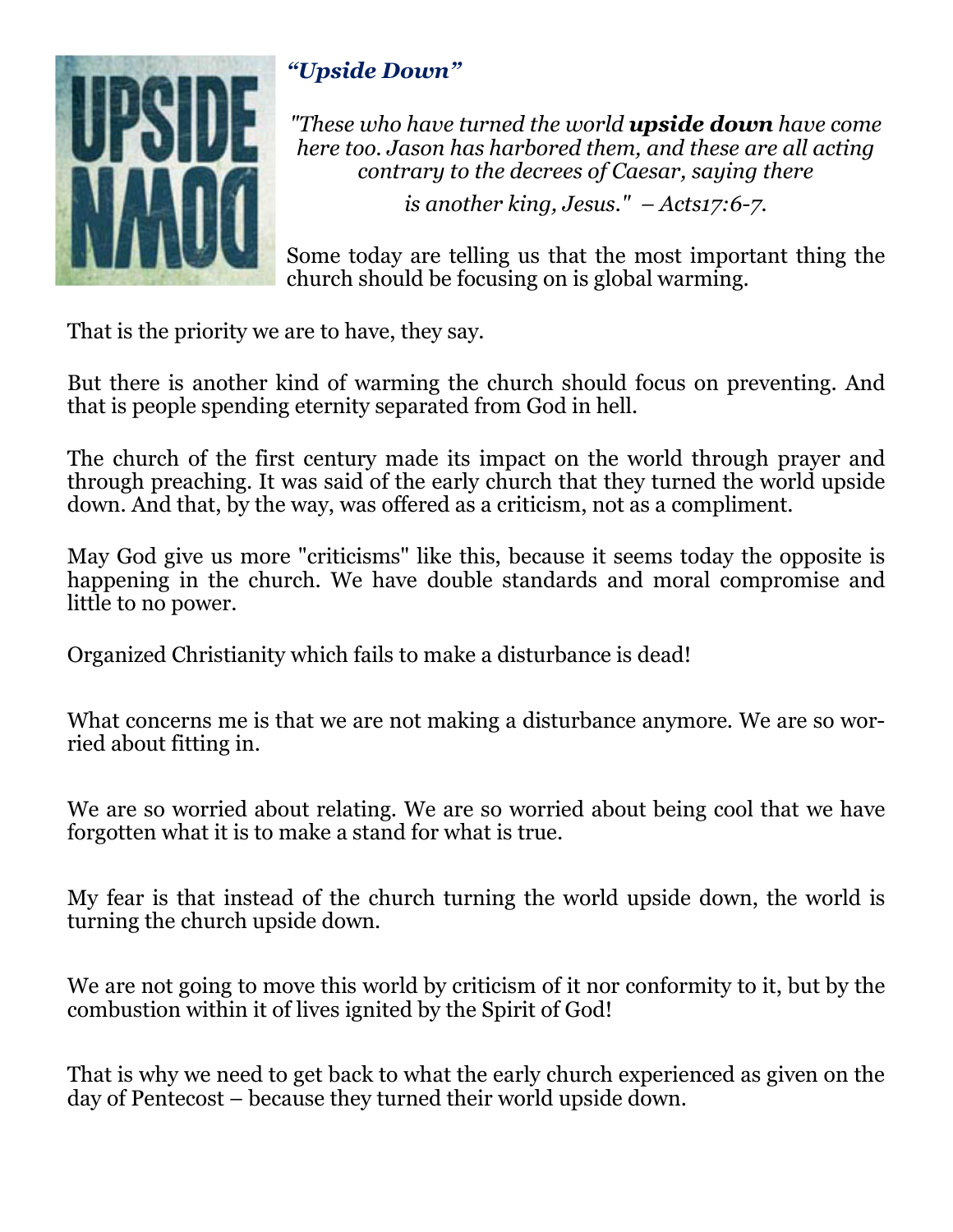### *"Upside Down"*

*"These who have turned the world **upside down** have come here too. Jason has harbored them, and these are all acting contrary to the decrees of Caesar, saying there is another king, Jesus." – Acts17:6-7.*

Some today are telling us that the most important thing the church should be focusing on is global warming.

That is the priority we are to have, they say.

But there is another kind of warming the church should focus on preventing. And that is people spending eternity separated from God in hell.

The church of the first century made its impact on the world through prayer and through preaching. It was said of the early church that they turned the world upside down. And that, by the way, was offered as a criticism, not as a compliment.

May God give us more "criticisms" like this, because it seems today the opposite is happening in the church. We have double standards and moral compromise and little to no power.

Organized Christianity which fails to make a disturbance is dead!

What concerns me is that we are not making a disturbance anymore. We are so worried about fitting in.

We are so worried about relating. We are so worried about being cool that we have forgotten what it is to make a stand for what is true.

My fear is that instead of the church turning the world upside down, the world is turning the church upside down.

We are not going to move this world by criticism of it nor conformity to it, but by the combustion within it of lives ignited by the Spirit of God!

That is why we need to get back to what the early church experienced as given on the day of Pentecost – because they turned their world upside down.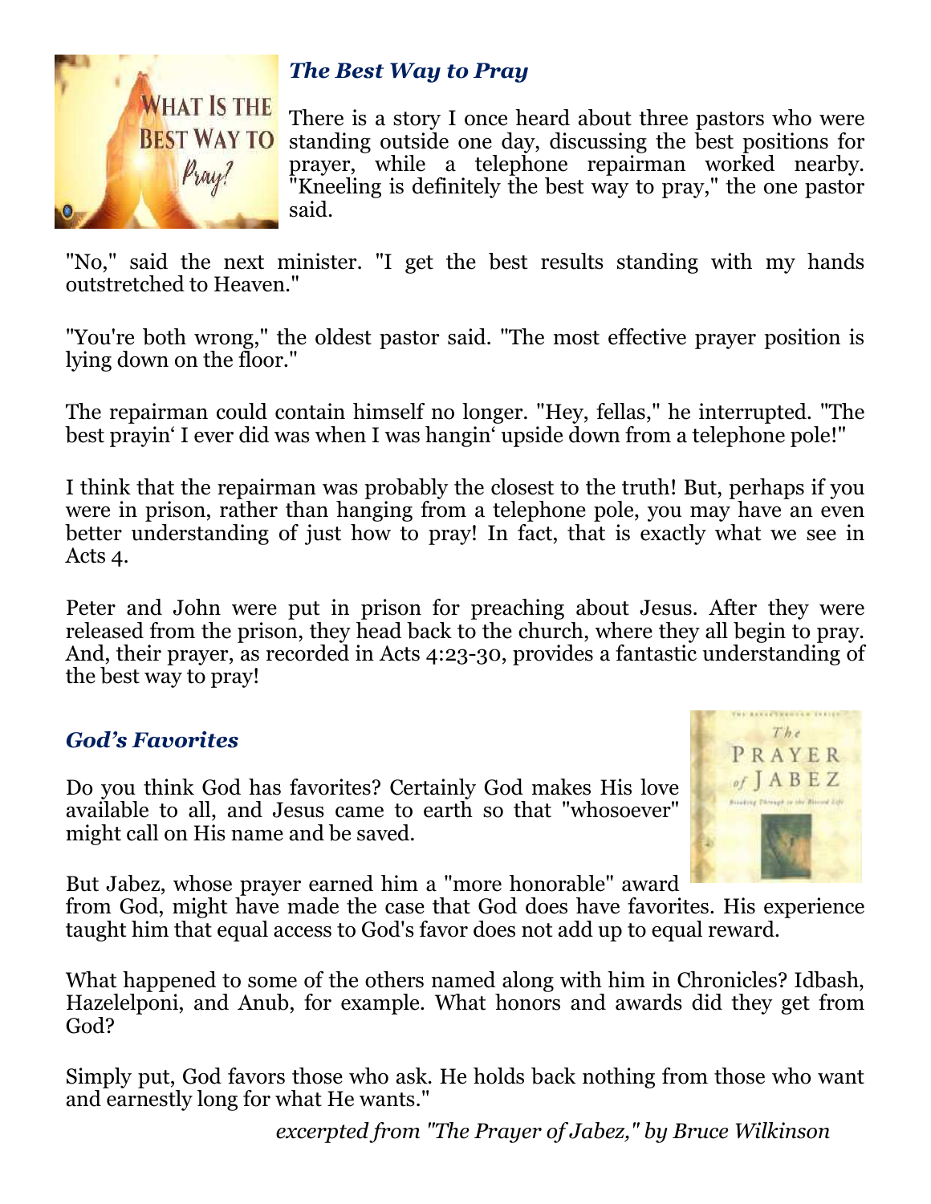### *The Best Way to Pray*

There is a story I once heard about three pastors who were standing outside one day, discussing the best positions for prayer, while a telephone repairman worked nearby. "Kneeling is definitely the best way to pray," the one pastor said.

"No," said the next minister. "I get the best results standing with my hands outstretched to Heaven."

"You're both wrong," the oldest pastor said. "The most effective prayer position is lying down on the floor."

The repairman could contain himself no longer. "Hey, fellas," he interrupted. "The best prayin' I ever did was when I was hangin' upside down from a telephone pole!"

I think that the repairman was probably the closest to the truth! But, perhaps if you were in prison, rather than hanging from a telephone pole, you may have an even better understanding of just how to pray! In fact, that is exactly what we see in Acts 4.

Peter and John were put in prison for preaching about Jesus. After they were released from the prison, they head back to the church, where they all begin to pray. And, their prayer, as recorded in Acts 4:23-30, provides a fantastic understanding of the best way to pray!

### *God's Favorites*

Do you think God has favorites? Certainly God makes His love available to all, and Jesus came to earth so that "whosoever" might call on His name and be saved.

But Jabez, whose prayer earned him a "more honorable" award from God, might have made the case that God does have favorites. His experience taught him that equal access to God's favor does not add up to equal reward.

What happened to some of the others named along with him in Chronicles? Idbash, Hazelelponi, and Anub, for example. What honors and awards did they get from God?

Simply put, God favors those who ask. He holds back nothing from those who want and earnestly long for what He wants."

*excerpted from "The Prayer of Jabez," by Bruce Wilkinson*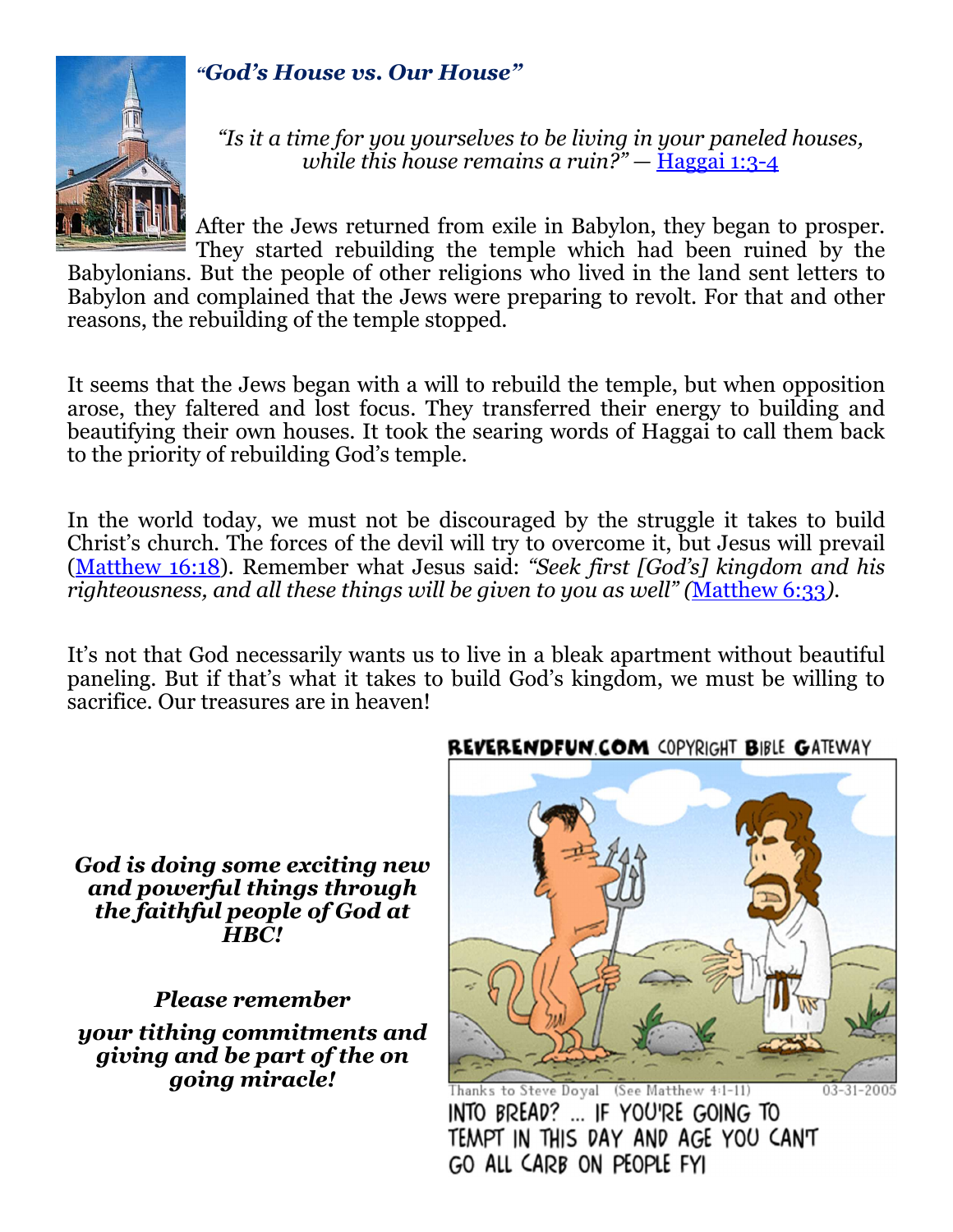### *"God's House vs. Our House"*

*"Is it a time for you yourselves to be living in your paneled houses, while this house remains a ruin?"* — [Haggai 1:3-4]

After the Jews returned from exile in Babylon, they began to prosper. They started rebuilding the temple which had been ruined by the Babylonians. But the people of other religions who lived in the land sent letters to Babylon and complained that the Jews were preparing to revolt. For that and other reasons, the rebuilding of the temple stopped.

It seems that the Jews began with a will to rebuild the temple, but when opposition arose, they faltered and lost focus. They transferred their energy to building and beautifying their own houses. It took the searing words of Haggai to call them back to the priority of rebuilding God's temple.

In the world today, we must not be discouraged by the struggle it takes to build Christ's church. The forces of the devil will try to overcome it, but Jesus will prevail ([Matthew 16:18]). Remember what Jesus said: *"Seek first [God's] kingdom and his righteousness, and all these things will be given to you as well" (*[Matthew 6:33]*).*

It's not that God necessarily wants us to live in a bleak apartment without beautiful paneling. But if that's what it takes to build God's kingdom, we must be willing to sacrifice. Our treasures are in heaven!

***God is doing some exciting new and powerful things through the faithful people of God at HBC!***

***Please remember your tithing commitments and giving and be part of the on going miracle!***

REVERENDFUN.COM COPYRIGHT BIBLE GATEWAY

Thanks to Steve Doyal (See Matthew 4:1-11) 03-31-2005

INTO BREAD? ... IF YOU'RE GOING TO TEMPT IN THIS DAY AND AGE YOU CAN'T GO ALL CARB ON PEOPLE FYI